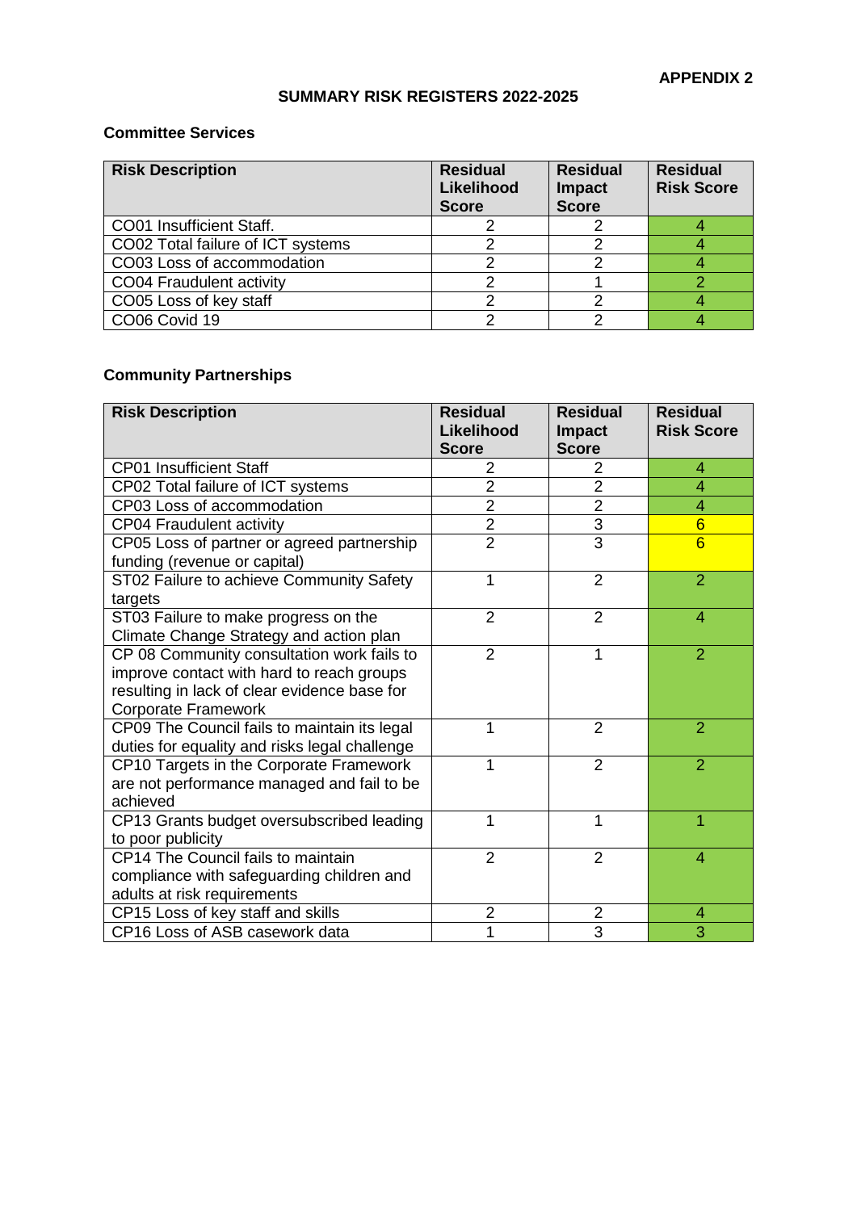**APPENDIX 2**

# SUMMARY RISK REGISTERS 2022-2025

## Committee Services

| Risk Description | Residual Likelihood Score | Residual Impact Score | Residual Risk Score |
|---|---|---|---|
| CO01 Insufficient Staff. | 2 | 2 | 4 |
| CO02 Total failure of ICT systems | 2 | 2 | 4 |
| CO03 Loss of accommodation | 2 | 2 | 4 |
| CO04 Fraudulent activity | 2 | 1 | 2 |
| CO05 Loss of key staff | 2 | 2 | 4 |
| CO06 Covid 19 | 2 | 2 | 4 |

## Community Partnerships

| Risk Description | Residual Likelihood Score | Residual Impact Score | Residual Risk Score |
|---|---|---|---|
| CP01 Insufficient Staff | 2 | 2 | 4 |
| CP02 Total failure of ICT systems | 2 | 2 | 4 |
| CP03 Loss of accommodation | 2 | 2 | 4 |
| CP04 Fraudulent activity | 2 | 3 | 6 |
| CP05 Loss of partner or agreed partnership funding (revenue or capital) | 2 | 3 | 6 |
| ST02 Failure to achieve Community Safety targets | 1 | 2 | 2 |
| ST03 Failure to make progress on the Climate Change Strategy and action plan | 2 | 2 | 4 |
| CP 08 Community consultation work fails to improve contact with hard to reach groups resulting in lack of clear evidence base for Corporate Framework | 2 | 1 | 2 |
| CP09 The Council fails to maintain its legal duties for equality and risks legal challenge | 1 | 2 | 2 |
| CP10 Targets in the Corporate Framework are not performance managed and fail to be achieved | 1 | 2 | 2 |
| CP13 Grants budget oversubscribed leading to poor publicity | 1 | 1 | 1 |
| CP14 The Council fails to maintain compliance with safeguarding children and adults at risk requirements | 2 | 2 | 4 |
| CP15 Loss of key staff and skills | 2 | 2 | 4 |
| CP16 Loss of ASB casework data | 1 | 3 | 3 |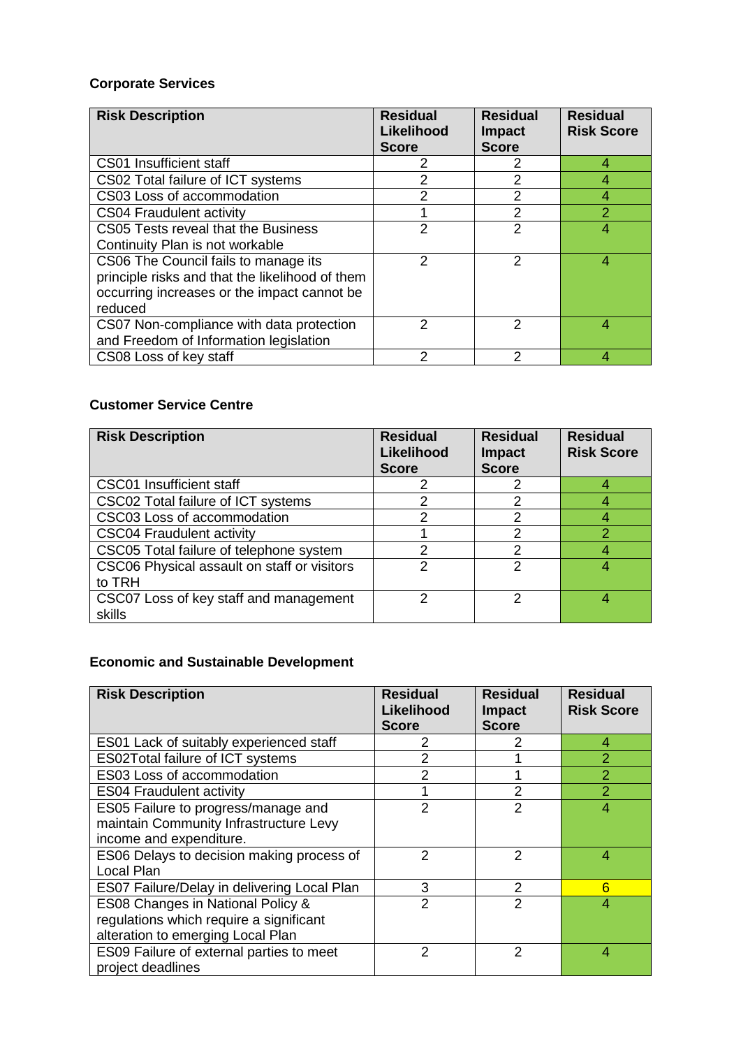### Corporate Services

| Risk Description | Residual Likelihood Score | Residual Impact Score | Residual Risk Score |
|---|---|---|---|
| CS01 Insufficient staff | 2 | 2 | 4 |
| CS02 Total failure of ICT systems | 2 | 2 | 4 |
| CS03 Loss of accommodation | 2 | 2 | 4 |
| CS04 Fraudulent activity | 1 | 2 | 2 |
| CS05 Tests reveal that the Business Continuity Plan is not workable | 2 | 2 | 4 |
| CS06 The Council fails to manage its principle risks and that the likelihood of them occurring increases or the impact cannot be reduced | 2 | 2 | 4 |
| CS07 Non-compliance with data protection and Freedom of Information legislation | 2 | 2 | 4 |
| CS08 Loss of key staff | 2 | 2 | 4 |

### Customer Service Centre

| Risk Description | Residual Likelihood Score | Residual Impact Score | Residual Risk Score |
|---|---|---|---|
| CSC01 Insufficient staff | 2 | 2 | 4 |
| CSC02 Total failure of ICT systems | 2 | 2 | 4 |
| CSC03 Loss of accommodation | 2 | 2 | 4 |
| CSC04 Fraudulent activity | 1 | 2 | 2 |
| CSC05 Total failure of telephone system | 2 | 2 | 4 |
| CSC06 Physical assault on staff or visitors to TRH | 2 | 2 | 4 |
| CSC07 Loss of key staff and management skills | 2 | 2 | 4 |

### Economic and Sustainable Development

| Risk Description | Residual Likelihood Score | Residual Impact Score | Residual Risk Score |
|---|---|---|---|
| ES01 Lack of suitably experienced staff | 2 | 2 | 4 |
| ES02Total failure of ICT systems | 2 | 1 | 2 |
| ES03 Loss of accommodation | 2 | 1 | 2 |
| ES04 Fraudulent activity | 1 | 2 | 2 |
| ES05 Failure to progress/manage and maintain Community Infrastructure Levy income and expenditure. | 2 | 2 | 4 |
| ES06 Delays to decision making process of Local Plan | 2 | 2 | 4 |
| ES07 Failure/Delay in delivering Local Plan | 3 | 2 | 6 |
| ES08 Changes in National Policy & regulations which require a significant alteration to emerging Local Plan | 2 | 2 | 4 |
| ES09 Failure of external parties to meet project deadlines | 2 | 2 | 4 |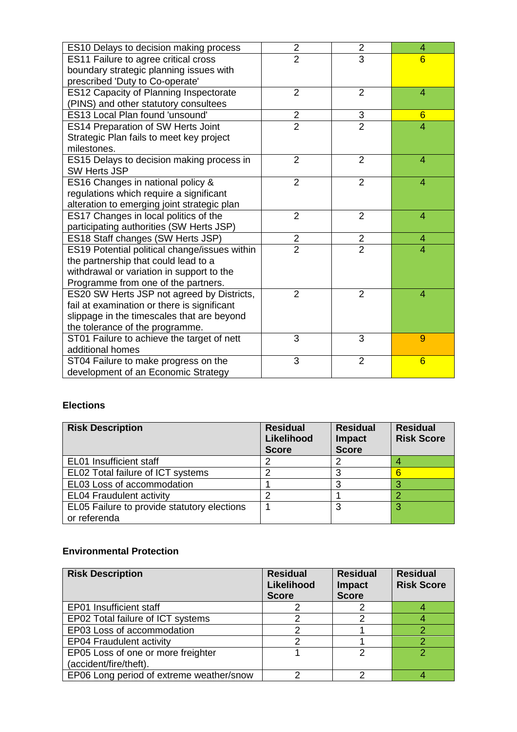| | | | |
|---|---|---|---|
| ES10 Delays to decision making process | 2 | 2 | 4 |
| ES11 Failure to agree critical cross boundary strategic planning issues with prescribed 'Duty to Co-operate' | 2 | 3 | 6 |
| ES12 Capacity of Planning Inspectorate (PINS) and other statutory consultees | 2 | 2 | 4 |
| ES13 Local Plan found 'unsound' | 2 | 3 | 6 |
| ES14 Preparation of SW Herts Joint Strategic Plan fails to meet key project milestones. | 2 | 2 | 4 |
| ES15 Delays to decision making process in SW Herts JSP | 2 | 2 | 4 |
| ES16 Changes in national policy & regulations which require a significant alteration to emerging joint strategic plan | 2 | 2 | 4 |
| ES17 Changes in local politics of the participating authorities (SW Herts JSP) | 2 | 2 | 4 |
| ES18 Staff changes (SW Herts JSP) | 2 | 2 | 4 |
| ES19 Potential political change/issues within the partnership that could lead to a withdrawal or variation in support to the Programme from one of the partners. | 2 | 2 | 4 |
| ES20 SW Herts JSP not agreed by Districts, fail at examination or there is significant slippage in the timescales that are beyond the tolerance of the programme. | 2 | 2 | 4 |
| ST01 Failure to achieve the target of nett additional homes | 3 | 3 | 9 |
| ST04 Failure to make progress on the development of an Economic Strategy | 3 | 2 | 6 |

**Elections**

| Risk Description | Residual Likelihood Score | Residual Impact Score | Residual Risk Score |
|---|---|---|---|
| EL01 Insufficient staff | 2 | 2 | 4 |
| EL02 Total failure of ICT systems | 2 | 3 | 6 |
| EL03 Loss of accommodation | 1 | 3 | 3 |
| EL04 Fraudulent activity | 2 | 1 | 2 |
| EL05 Failure to provide statutory elections or referenda | 1 | 3 | 3 |

**Environmental Protection**

| Risk Description | Residual Likelihood Score | Residual Impact Score | Residual Risk Score |
|---|---|---|---|
| EP01 Insufficient staff | 2 | 2 | 4 |
| EP02 Total failure of ICT systems | 2 | 2 | 4 |
| EP03 Loss of accommodation | 2 | 1 | 2 |
| EP04 Fraudulent activity | 2 | 1 | 2 |
| EP05 Loss of one or more freighter (accident/fire/theft). | 1 | 2 | 2 |
| EP06 Long period of extreme weather/snow | 2 | 2 | 4 |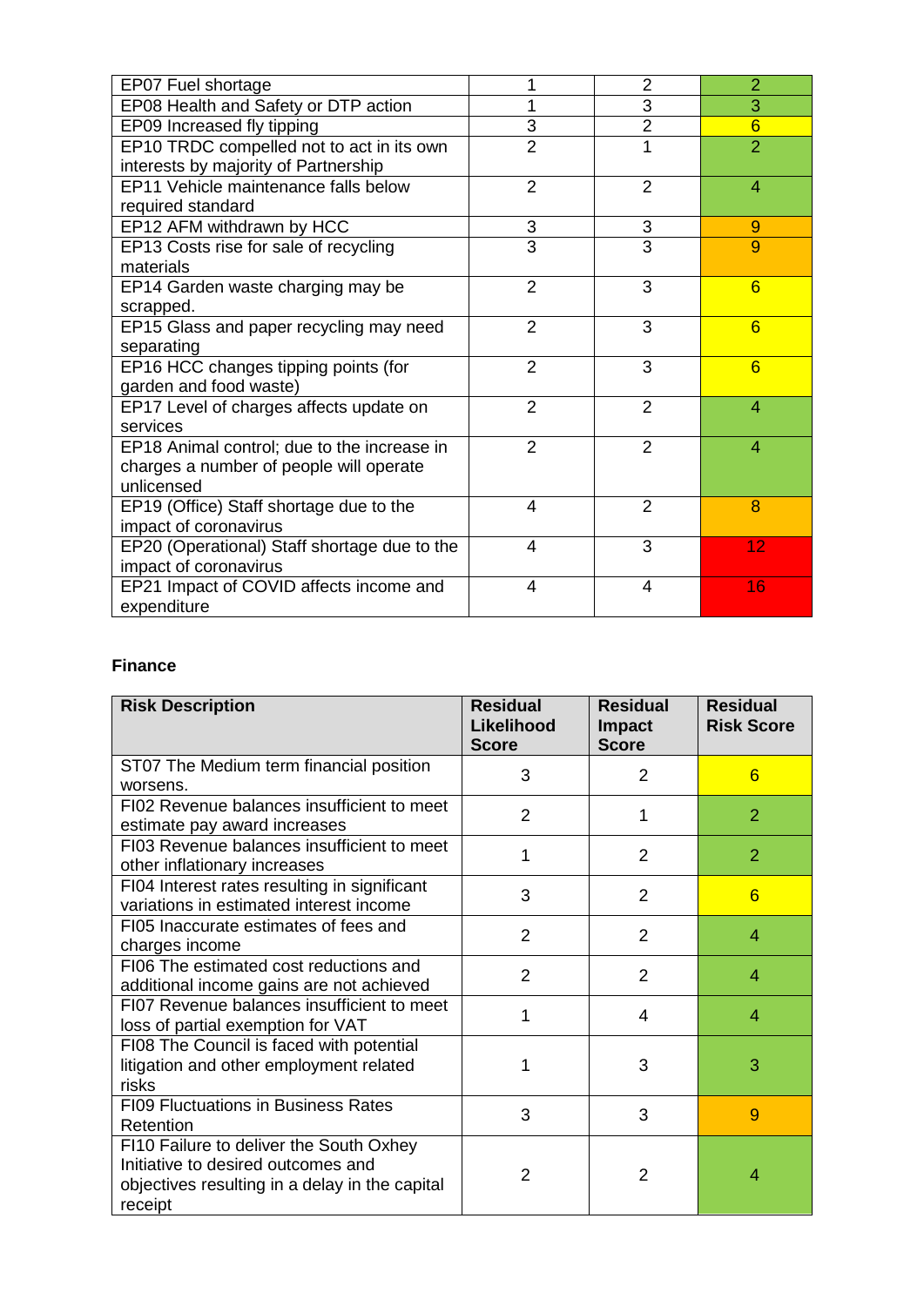| | | | |
|---|---|---|---|
| EP07 Fuel shortage | 1 | 2 | 2 |
| EP08 Health and Safety or DTP action | 1 | 3 | 3 |
| EP09 Increased fly tipping | 3 | 2 | 6 |
| EP10 TRDC compelled not to act in its own interests by majority of Partnership | 2 | 1 | 2 |
| EP11 Vehicle maintenance falls below required standard | 2 | 2 | 4 |
| EP12 AFM withdrawn by HCC | 3 | 3 | 9 |
| EP13 Costs rise for sale of recycling materials | 3 | 3 | 9 |
| EP14 Garden waste charging may be scrapped. | 2 | 3 | 6 |
| EP15 Glass and paper recycling may need separating | 2 | 3 | 6 |
| EP16 HCC changes tipping points (for garden and food waste) | 2 | 3 | 6 |
| EP17 Level of charges affects update on services | 2 | 2 | 4 |
| EP18 Animal control; due to the increase in charges a number of people will operate unlicensed | 2 | 2 | 4 |
| EP19 (Office) Staff shortage due to the impact of coronavirus | 4 | 2 | 8 |
| EP20 (Operational) Staff shortage due to the impact of coronavirus | 4 | 3 | 12 |
| EP21 Impact of COVID affects income and expenditure | 4 | 4 | 16 |

**Finance**

| Risk Description | Residual Likelihood Score | Residual Impact Score | Residual Risk Score |
|---|---|---|---|
| ST07 The Medium term financial position worsens. | 3 | 2 | 6 |
| FI02 Revenue balances insufficient to meet estimate pay award increases | 2 | 1 | 2 |
| FI03 Revenue balances insufficient to meet other inflationary increases | 1 | 2 | 2 |
| FI04 Interest rates resulting in significant variations in estimated interest income | 3 | 2 | 6 |
| FI05 Inaccurate estimates of fees and charges income | 2 | 2 | 4 |
| FI06 The estimated cost reductions and additional income gains are not achieved | 2 | 2 | 4 |
| FI07 Revenue balances insufficient to meet loss of partial exemption for VAT | 1 | 4 | 4 |
| FI08 The Council is faced with potential litigation and other employment related risks | 1 | 3 | 3 |
| FI09 Fluctuations in Business Rates Retention | 3 | 3 | 9 |
| FI10 Failure to deliver the South Oxhey Initiative to desired outcomes and objectives resulting in a delay in the capital receipt | 2 | 2 | 4 |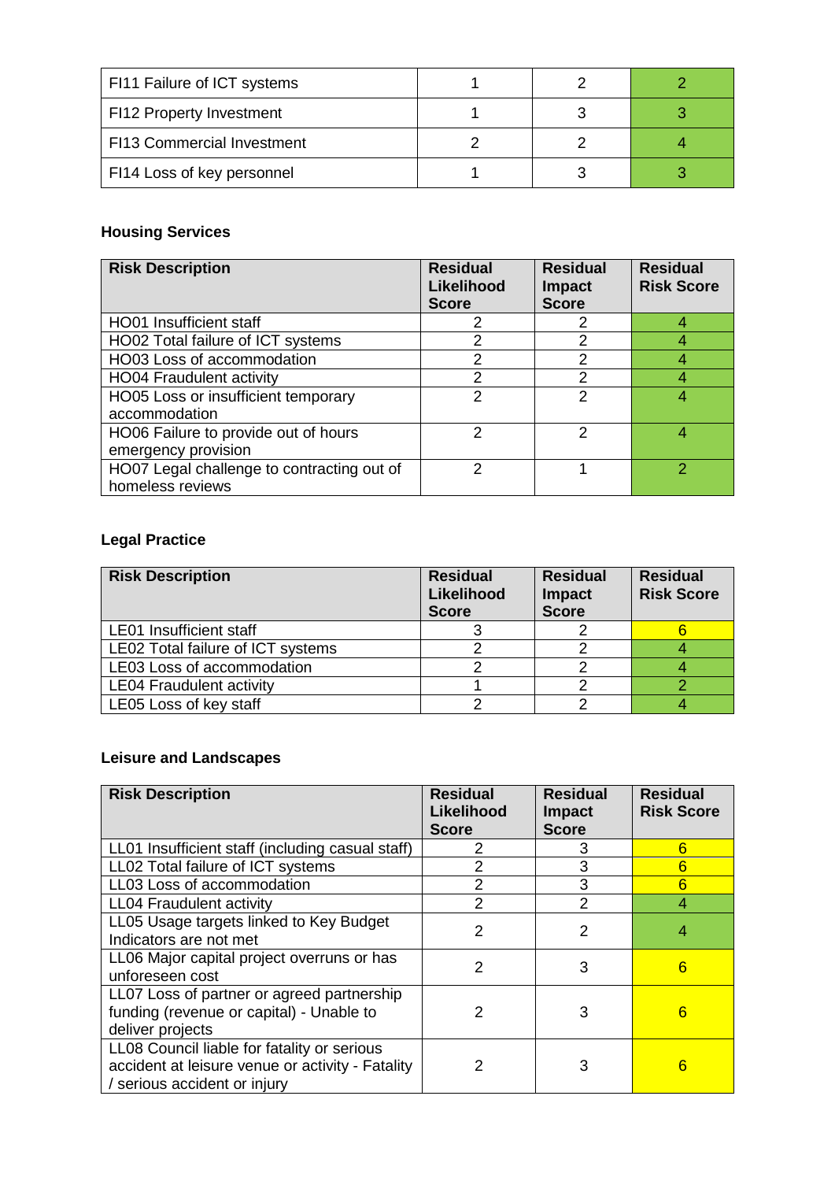| | | | |
|---|---|---|---|
| FI11 Failure of ICT systems | 1 | 2 | 2 |
| FI12 Property Investment | 1 | 3 | 3 |
| FI13 Commercial Investment | 2 | 2 | 4 |
| FI14 Loss of key personnel | 1 | 3 | 3 |

**Housing Services**

| Risk Description | Residual Likelihood Score | Residual Impact Score | Residual Risk Score |
|---|---|---|---|
| HO01 Insufficient staff | 2 | 2 | 4 |
| HO02 Total failure of ICT systems | 2 | 2 | 4 |
| HO03 Loss of accommodation | 2 | 2 | 4 |
| HO04 Fraudulent activity | 2 | 2 | 4 |
| HO05 Loss or insufficient temporary accommodation | 2 | 2 | 4 |
| HO06 Failure to provide out of hours emergency provision | 2 | 2 | 4 |
| HO07 Legal challenge to contracting out of homeless reviews | 2 | 1 | 2 |

**Legal Practice**

| Risk Description | Residual Likelihood Score | Residual Impact Score | Residual Risk Score |
|---|---|---|---|
| LE01 Insufficient staff | 3 | 2 | 6 |
| LE02 Total failure of ICT systems | 2 | 2 | 4 |
| LE03 Loss of accommodation | 2 | 2 | 4 |
| LE04 Fraudulent activity | 1 | 2 | 2 |
| LE05 Loss of key staff | 2 | 2 | 4 |

**Leisure and Landscapes**

| Risk Description | Residual Likelihood Score | Residual Impact Score | Residual Risk Score |
|---|---|---|---|
| LL01 Insufficient staff (including casual staff) | 2 | 3 | 6 |
| LL02 Total failure of ICT systems | 2 | 3 | 6 |
| LL03 Loss of accommodation | 2 | 3 | 6 |
| LL04 Fraudulent activity | 2 | 2 | 4 |
| LL05 Usage targets linked to Key Budget Indicators are not met | 2 | 2 | 4 |
| LL06 Major capital project overruns or has unforeseen cost | 2 | 3 | 6 |
| LL07 Loss of partner or agreed partnership funding (revenue or capital) - Unable to deliver projects | 2 | 3 | 6 |
| LL08 Council liable for fatality or serious accident at leisure venue or activity - Fatality / serious accident or injury | 2 | 3 | 6 |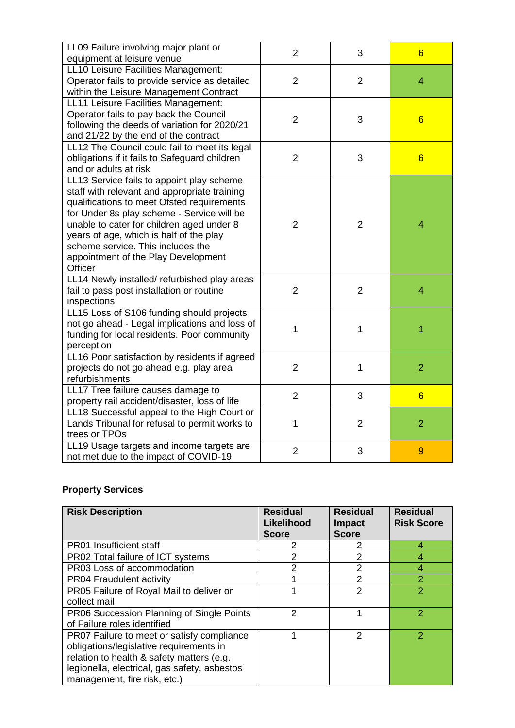| | | | |
|---|---|---|---|
| LL09 Failure involving major plant or equipment at leisure venue | 2 | 3 | 6 |
| LL10 Leisure Facilities Management: Operator fails to provide service as detailed within the Leisure Management Contract | 2 | 2 | 4 |
| LL11 Leisure Facilities Management: Operator fails to pay back the Council following the deeds of variation for 2020/21 and 21/22 by the end of the contract | 2 | 3 | 6 |
| LL12 The Council could fail to meet its legal obligations if it fails to Safeguard children and or adults at risk | 2 | 3 | 6 |
| LL13 Service fails to appoint play scheme staff with relevant and appropriate training qualifications to meet Ofsted requirements for Under 8s play scheme - Service will be unable to cater for children aged under 8 years of age, which is half of the play scheme service. This includes the appointment of the Play Development Officer | 2 | 2 | 4 |
| LL14 Newly installed/ refurbished play areas fail to pass post installation or routine inspections | 2 | 2 | 4 |
| LL15 Loss of S106 funding should projects not go ahead - Legal implications and loss of funding for local residents. Poor community perception | 1 | 1 | 1 |
| LL16 Poor satisfaction by residents if agreed projects do not go ahead e.g. play area refurbishments | 2 | 1 | 2 |
| LL17 Tree failure causes damage to property rail accident/disaster, loss of life | 2 | 3 | 6 |
| LL18 Successful appeal to the High Court or Lands Tribunal for refusal to permit works to trees or TPOs | 1 | 2 | 2 |
| LL19 Usage targets and income targets are not met due to the impact of COVID-19 | 2 | 3 | 9 |

**Property Services**

| Risk Description | Residual Likelihood Score | Residual Impact Score | Residual Risk Score |
|---|---|---|---|
| PR01 Insufficient staff | 2 | 2 | 4 |
| PR02 Total failure of ICT systems | 2 | 2 | 4 |
| PR03 Loss of accommodation | 2 | 2 | 4 |
| PR04 Fraudulent activity | 1 | 2 | 2 |
| PR05 Failure of Royal Mail to deliver or collect mail | 1 | 2 | 2 |
| PR06 Succession Planning of Single Points of Failure roles identified | 2 | 1 | 2 |
| PR07 Failure to meet or satisfy compliance obligations/legislative requirements in relation to health & safety matters (e.g. legionella, electrical, gas safety, asbestos management, fire risk, etc.) | 1 | 2 | 2 |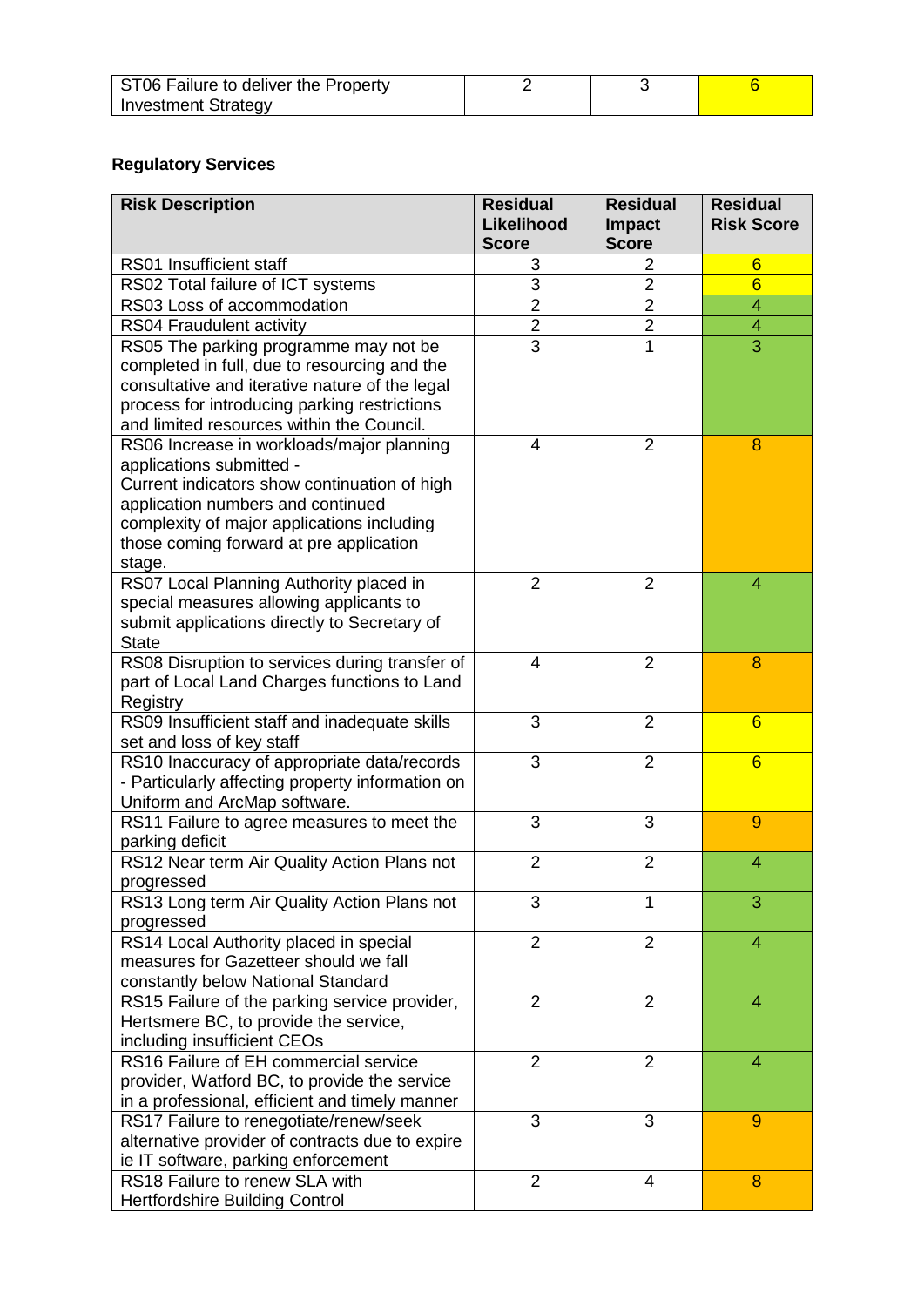| | | | |
|---|---|---|---|
| ST06 Failure to deliver the Property Investment Strategy | 2 | 3 | 6 |

**Regulatory Services**

| Risk Description | Residual Likelihood Score | Residual Impact Score | Residual Risk Score |
|---|---|---|---|
| RS01 Insufficient staff | 3 | 2 | 6 |
| RS02 Total failure of ICT systems | 3 | 2 | 6 |
| RS03 Loss of accommodation | 2 | 2 | 4 |
| RS04 Fraudulent activity | 2 | 2 | 4 |
| RS05 The parking programme may not be completed in full, due to resourcing and the consultative and iterative nature of the legal process for introducing parking restrictions and limited resources within the Council. | 3 | 1 | 3 |
| RS06 Increase in workloads/major planning applications submitted - Current indicators show continuation of high application numbers and continued complexity of major applications including those coming forward at pre application stage. | 4 | 2 | 8 |
| RS07 Local Planning Authority placed in special measures allowing applicants to submit applications directly to Secretary of State | 2 | 2 | 4 |
| RS08 Disruption to services during transfer of part of Local Land Charges functions to Land Registry | 4 | 2 | 8 |
| RS09 Insufficient staff and inadequate skills set and loss of key staff | 3 | 2 | 6 |
| RS10 Inaccuracy of appropriate data/records - Particularly affecting property information on Uniform and ArcMap software. | 3 | 2 | 6 |
| RS11 Failure to agree measures to meet the parking deficit | 3 | 3 | 9 |
| RS12 Near term Air Quality Action Plans not progressed | 2 | 2 | 4 |
| RS13 Long term Air Quality Action Plans not progressed | 3 | 1 | 3 |
| RS14 Local Authority placed in special measures for Gazetteer should we fall constantly below National Standard | 2 | 2 | 4 |
| RS15 Failure of the parking service provider, Hertsmere BC, to provide the service, including insufficient CEOs | 2 | 2 | 4 |
| RS16 Failure of EH commercial service provider, Watford BC, to provide the service in a professional, efficient and timely manner | 2 | 2 | 4 |
| RS17 Failure to renegotiate/renew/seek alternative provider of contracts due to expire ie IT software, parking enforcement | 3 | 3 | 9 |
| RS18 Failure to renew SLA with Hertfordshire Building Control | 2 | 4 | 8 |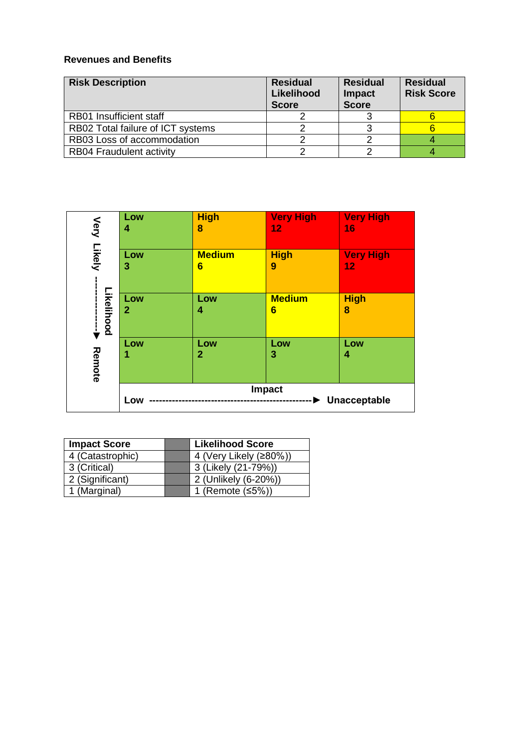**Revenues and Benefits**

| Risk Description | Residual Likelihood Score | Residual Impact Score | Residual Risk Score |
|---|---|---|---|
| RB01 Insufficient staff | 2 | 3 | 6 |
| RB02 Total failure of ICT systems | 2 | 3 | 6 |
| RB03 Loss of accommodation | 2 | 2 | 4 |
| RB04 Fraudulent activity | 2 | 2 | 4 |

| Likelihood (Very Likely → Remote) | | | | |
|---|---|---|---|---|
| | Low 4 | High 8 | Very High 12 | Very High 16 |
| | Low 3 | Medium 6 | High 9 | Very High 12 |
| | Low 2 | Low 4 | Medium 6 | High 8 |
| | Low 1 | Low 2 | Low 3 | Low 4 |
| | Impact: Low → Unacceptable | | | |

| Impact Score | | Likelihood Score |
|---|---|---|
| 4 (Catastrophic) | | 4 (Very Likely (≥80%)) |
| 3 (Critical) | | 3 (Likely (21-79%)) |
| 2 (Significant) | | 2 (Unlikely (6-20%)) |
| 1 (Marginal) | | 1 (Remote (≤5%)) |